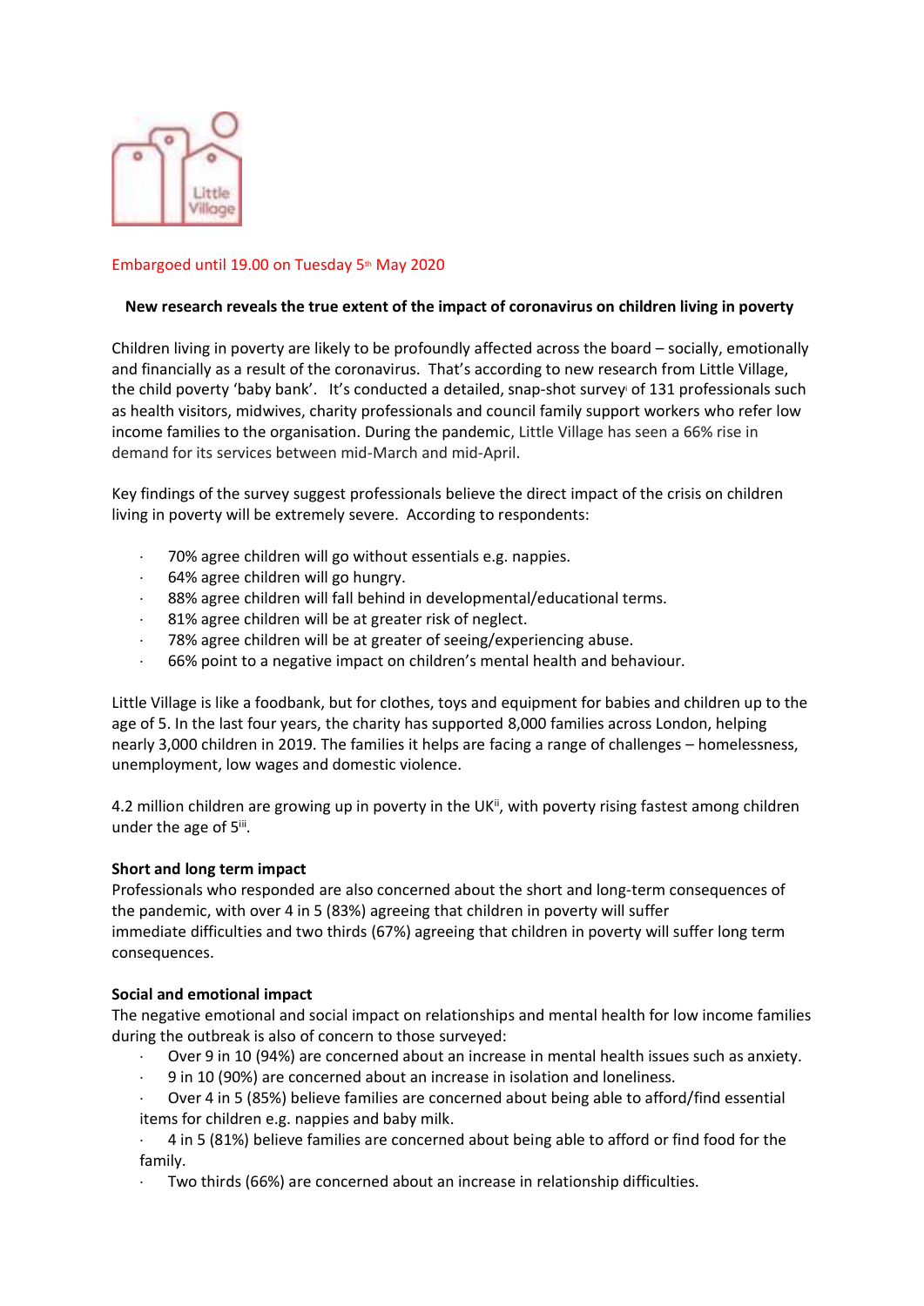Embargoed until 19.00 on Tuesday 5th May 2020

**New research reveals the true extent of the impact of coronavirus on children living in poverty**

Children living in poverty are likely to be profoundly affected across the board – socially, emotionally and financially as a result of the coronavirus. That's according to new research from Little Village, the child poverty 'baby bank'. It's conducted a detailed, snap-shot survey[i] of 131 professionals such as health visitors, midwives, charity professionals and council family support workers who refer low income families to the organisation. During the pandemic, Little Village has seen a 66% rise in demand for its services between mid-March and mid-April.

Key findings of the survey suggest professionals believe the direct impact of the crisis on children living in poverty will be extremely severe. According to respondents:

- 70% agree children will go without essentials e.g. nappies.
- 64% agree children will go hungry.
- 88% agree children will fall behind in developmental/educational terms.
- 81% agree children will be at greater risk of neglect.
- 78% agree children will be at greater of seeing/experiencing abuse.
- 66% point to a negative impact on children's mental health and behaviour.

Little Village is like a foodbank, but for clothes, toys and equipment for babies and children up to the age of 5. In the last four years, the charity has supported 8,000 families across London, helping nearly 3,000 children in 2019. The families it helps are facing a range of challenges – homelessness, unemployment, low wages and domestic violence.

4.2 million children are growing up in poverty in the UK[ii], with poverty rising fastest among children under the age of 5[iii].

**Short and long term impact**

Professionals who responded are also concerned about the short and long-term consequences of the pandemic, with over 4 in 5 (83%) agreeing that children in poverty will suffer immediate difficulties and two thirds (67%) agreeing that children in poverty will suffer long term consequences.

**Social and emotional impact**

The negative emotional and social impact on relationships and mental health for low income families during the outbreak is also of concern to those surveyed:

- Over 9 in 10 (94%) are concerned about an increase in mental health issues such as anxiety.
- 9 in 10 (90%) are concerned about an increase in isolation and loneliness.
- Over 4 in 5 (85%) believe families are concerned about being able to afford/find essential items for children e.g. nappies and baby milk.
- 4 in 5 (81%) believe families are concerned about being able to afford or find food for the family.
- Two thirds (66%) are concerned about an increase in relationship difficulties.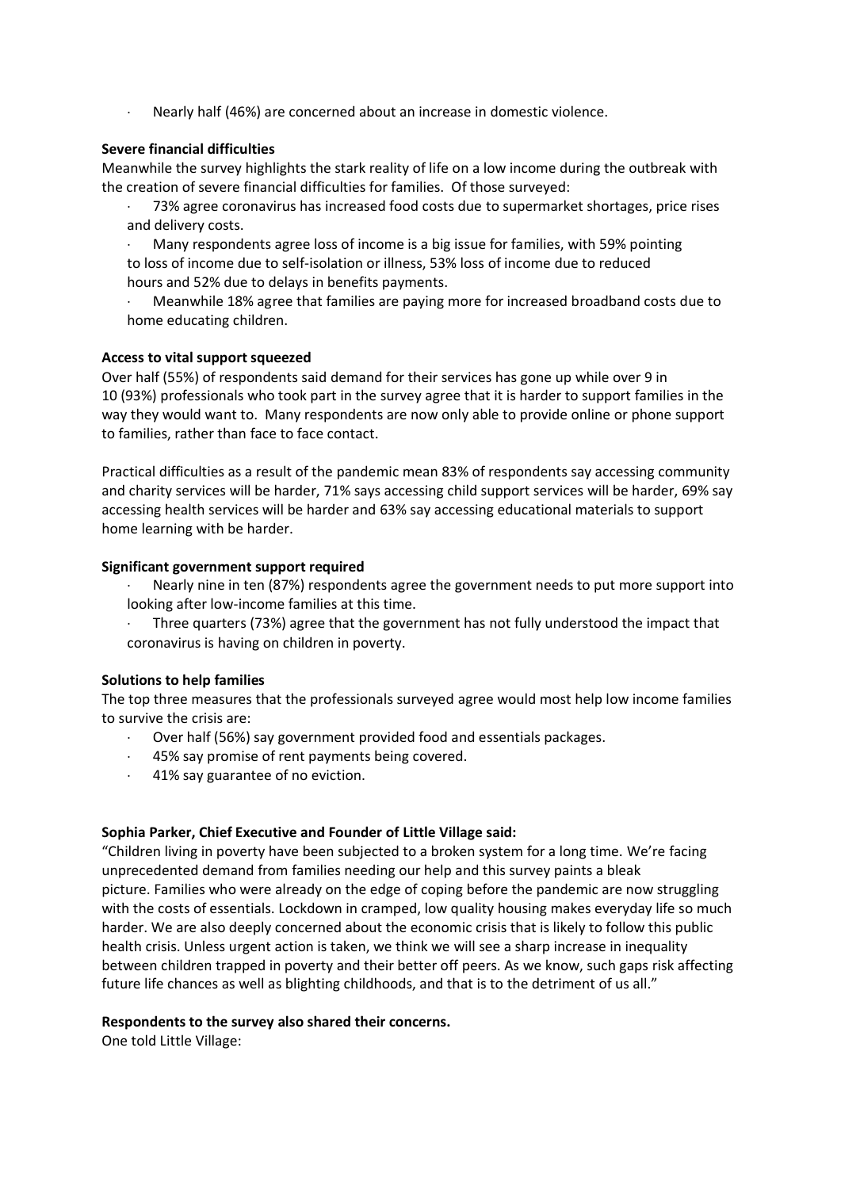- Nearly half (46%) are concerned about an increase in domestic violence.

**Severe financial difficulties**

Meanwhile the survey highlights the stark reality of life on a low income during the outbreak with the creation of severe financial difficulties for families. Of those surveyed:

- 73% agree coronavirus has increased food costs due to supermarket shortages, price rises and delivery costs.
- Many respondents agree loss of income is a big issue for families, with 59% pointing to loss of income due to self-isolation or illness, 53% loss of income due to reduced hours and 52% due to delays in benefits payments.
- Meanwhile 18% agree that families are paying more for increased broadband costs due to home educating children.

**Access to vital support squeezed**

Over half (55%) of respondents said demand for their services has gone up while over 9 in 10 (93%) professionals who took part in the survey agree that it is harder to support families in the way they would want to. Many respondents are now only able to provide online or phone support to families, rather than face to face contact.

Practical difficulties as a result of the pandemic mean 83% of respondents say accessing community and charity services will be harder, 71% says accessing child support services will be harder, 69% say accessing health services will be harder and 63% say accessing educational materials to support home learning with be harder.

**Significant government support required**

- Nearly nine in ten (87%) respondents agree the government needs to put more support into looking after low-income families at this time.
- Three quarters (73%) agree that the government has not fully understood the impact that coronavirus is having on children in poverty.

**Solutions to help families**

The top three measures that the professionals surveyed agree would most help low income families to survive the crisis are:

- Over half (56%) say government provided food and essentials packages.
- 45% say promise of rent payments being covered.
- 41% say guarantee of no eviction.

**Sophia Parker, Chief Executive and Founder of Little Village said:**

"Children living in poverty have been subjected to a broken system for a long time. We're facing unprecedented demand from families needing our help and this survey paints a bleak picture. Families who were already on the edge of coping before the pandemic are now struggling with the costs of essentials. Lockdown in cramped, low quality housing makes everyday life so much harder. We are also deeply concerned about the economic crisis that is likely to follow this public health crisis. Unless urgent action is taken, we think we will see a sharp increase in inequality between children trapped in poverty and their better off peers. As we know, such gaps risk affecting future life chances as well as blighting childhoods, and that is to the detriment of us all."

**Respondents to the survey also shared their concerns.**

One told Little Village: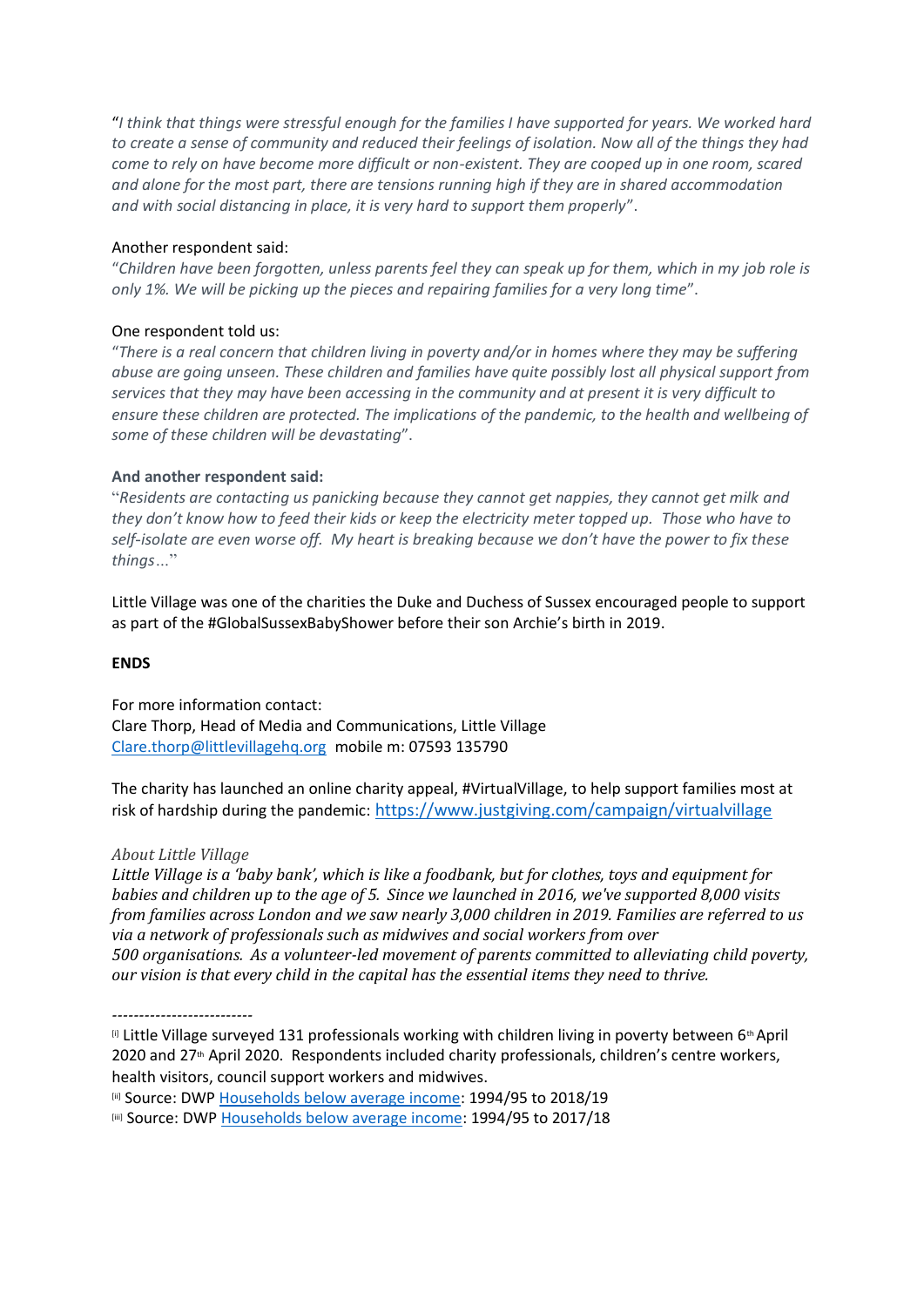"*I think that things were stressful enough for the families I have supported for years. We worked hard to create a sense of community and reduced their feelings of isolation. Now all of the things they had come to rely on have become more difficult or non-existent. They are cooped up in one room, scared and alone for the most part, there are tensions running high if they are in shared accommodation and with social distancing in place, it is very hard to support them properly*".

Another respondent said:
"*Children have been forgotten, unless parents feel they can speak up for them, which in my job role is only 1%. We will be picking up the pieces and repairing families for a very long time*".

One respondent told us:
"*There is a real concern that children living in poverty and/or in homes where they may be suffering abuse are going unseen. These children and families have quite possibly lost all physical support from services that they may have been accessing in the community and at present it is very difficult to ensure these children are protected. The implications of the pandemic, to the health and wellbeing of some of these children will be devastating*".

**And another respondent said:**
"*Residents are contacting us panicking because they cannot get nappies, they cannot get milk and they don't know how to feed their kids or keep the electricity meter topped up. Those who have to self-isolate are even worse off. My heart is breaking because we don't have the power to fix these things...*"

Little Village was one of the charities the Duke and Duchess of Sussex encouraged people to support as part of the #GlobalSussexBabyShower before their son Archie's birth in 2019.

**ENDS**

For more information contact:
Clare Thorp, Head of Media and Communications, Little Village
Clare.thorp@littlevillagehq.org mobile m: 07593 135790

The charity has launched an online charity appeal, #VirtualVillage, to help support families most at risk of hardship during the pandemic: https://www.justgiving.com/campaign/virtualvillage

*About Little Village*

***Little Village is a 'baby bank', which is like a foodbank, but for clothes, toys and equipment for babies and children up to the age of 5. Since we launched in 2016, we've supported 8,000 visits from families across London and we saw nearly 3,000 children in 2019. Families are referred to us via a network of professionals such as midwives and social workers from over 500 organisations. As a volunteer-led movement of parents committed to alleviating child poverty, our vision is that every child in the capital has the essential items they need to thrive.***

-------------------------

[i] Little Village surveyed 131 professionals working with children living in poverty between 6th April 2020 and 27th April 2020. Respondents included charity professionals, children's centre workers, health visitors, council support workers and midwives.

[ii] Source: DWP Households below average income: 1994/95 to 2018/19

[iii] Source: DWP Households below average income: 1994/95 to 2017/18